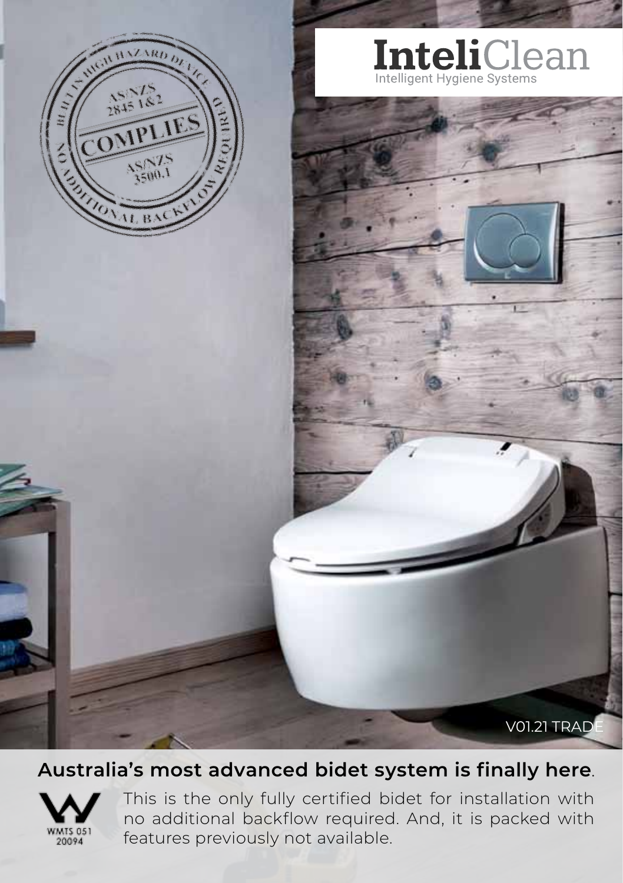# InteliClean

Intelligent Hygiene Systems

BUILT IN HIGH HAZARD DEVICE

AS/NZS 2845 1&2

COMPLIES

AS/NZS 3500.1

NO ADDITIONAL BACKFLOW REQUIRED

V01.21 TRADE

## **Australia's most advanced bidet system is finally here**.

WMTS 051 20094

This is the only fully certified bidet for installation with no additional backflow required. And, it is packed with features previously not available.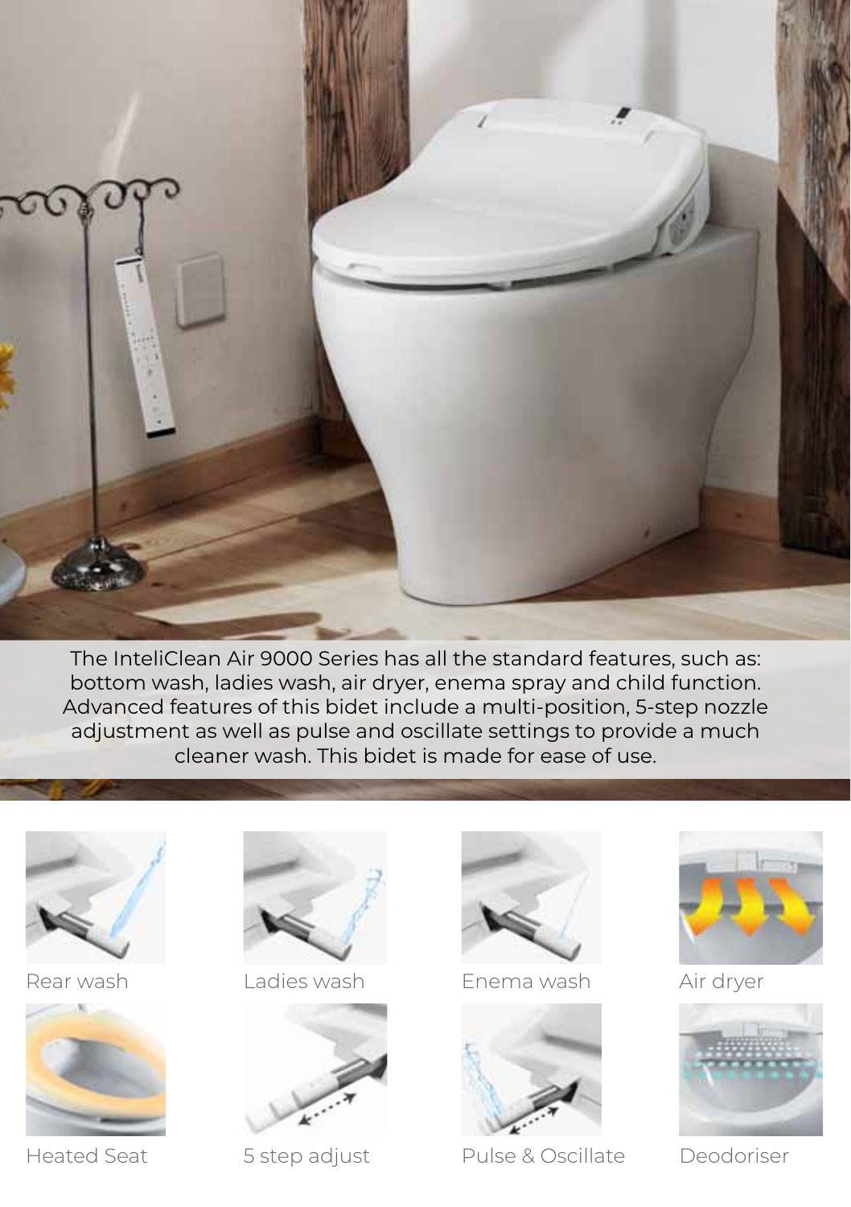The InteliClean Air 9000 Series has all the standard features, such as: bottom wash, ladies wash, air dryer, enema spray and child function. Advanced features of this bidet include a multi-position, 5-step nozzle adjustment as well as pulse and oscillate settings to provide a much cleaner wash. This bidet is made for ease of use.

Rear wash

Ladies wash

Enema wash

Air dryer

Heated Seat

5 step adjust

Pulse & Oscillate

Deodoriser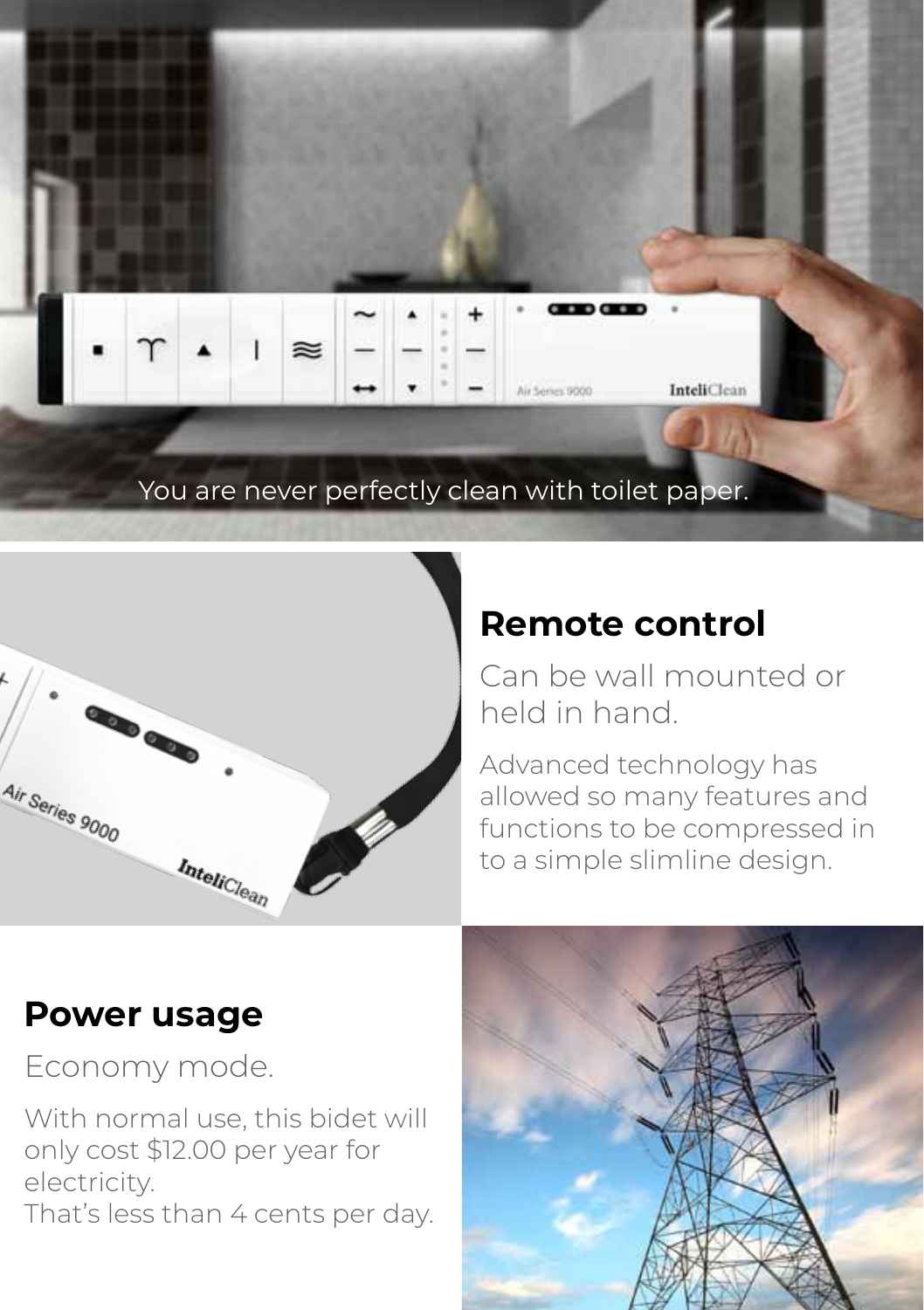You are never perfectly clean with toilet paper.

## Remote control

Can be wall mounted or held in hand.

Advanced technology has allowed so many features and functions to be compressed in to a simple slimline design.

## Power usage

Economy mode.

With normal use, this bidet will only cost $12.00 per year for electricity.
That's less than 4 cents per day.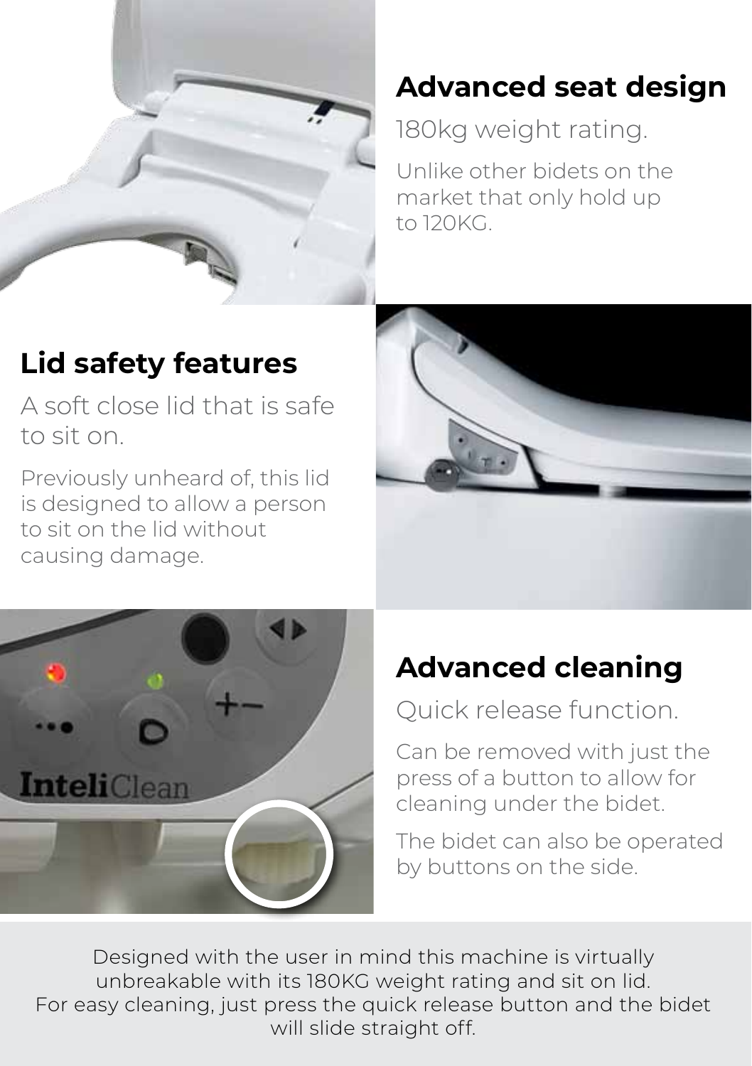## Advanced seat design

180kg weight rating.

Unlike other bidets on the market that only hold up to 120KG.

## Lid safety features

A soft close lid that is safe to sit on.

Previously unheard of, this lid is designed to allow a person to sit on the lid without causing damage.

## Advanced cleaning

Quick release function.

Can be removed with just the press of a button to allow for cleaning under the bidet.

The bidet can also be operated by buttons on the side.

Designed with the user in mind this machine is virtually unbreakable with its 180KG weight rating and sit on lid. For easy cleaning, just press the quick release button and the bidet will slide straight off.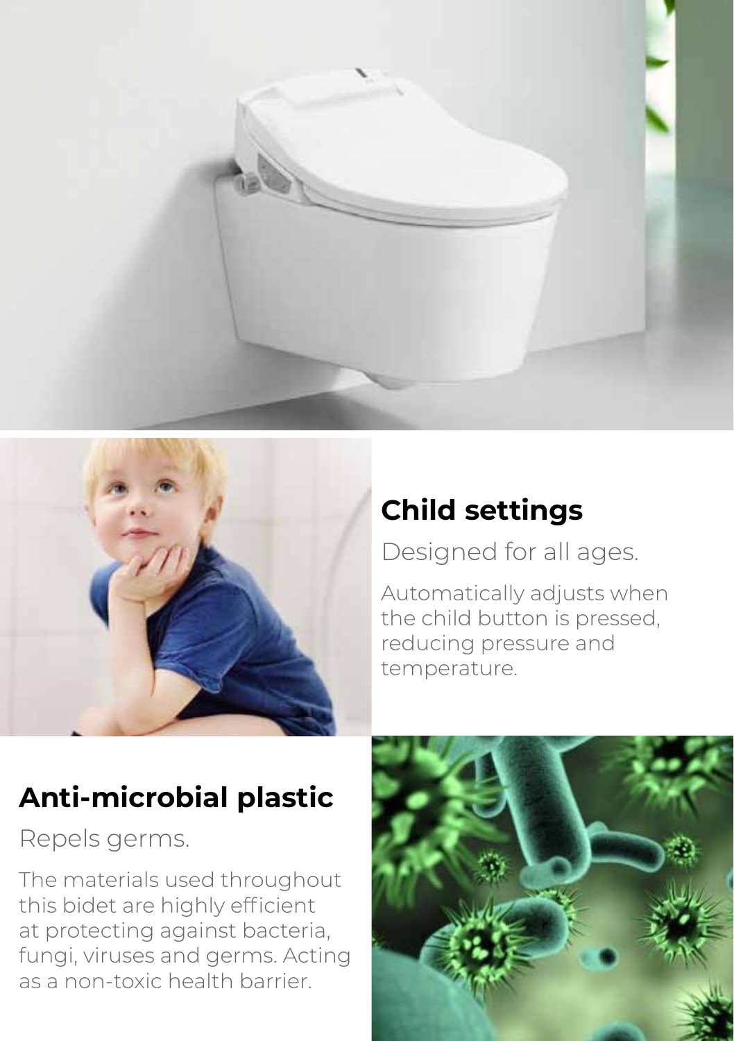## Child settings

Designed for all ages.

Automatically adjusts when the child button is pressed, reducing pressure and temperature.

## Anti-microbial plastic

Repels germs.

The materials used throughout this bidet are highly efficient at protecting against bacteria, fungi, viruses and germs. Acting as a non-toxic health barrier.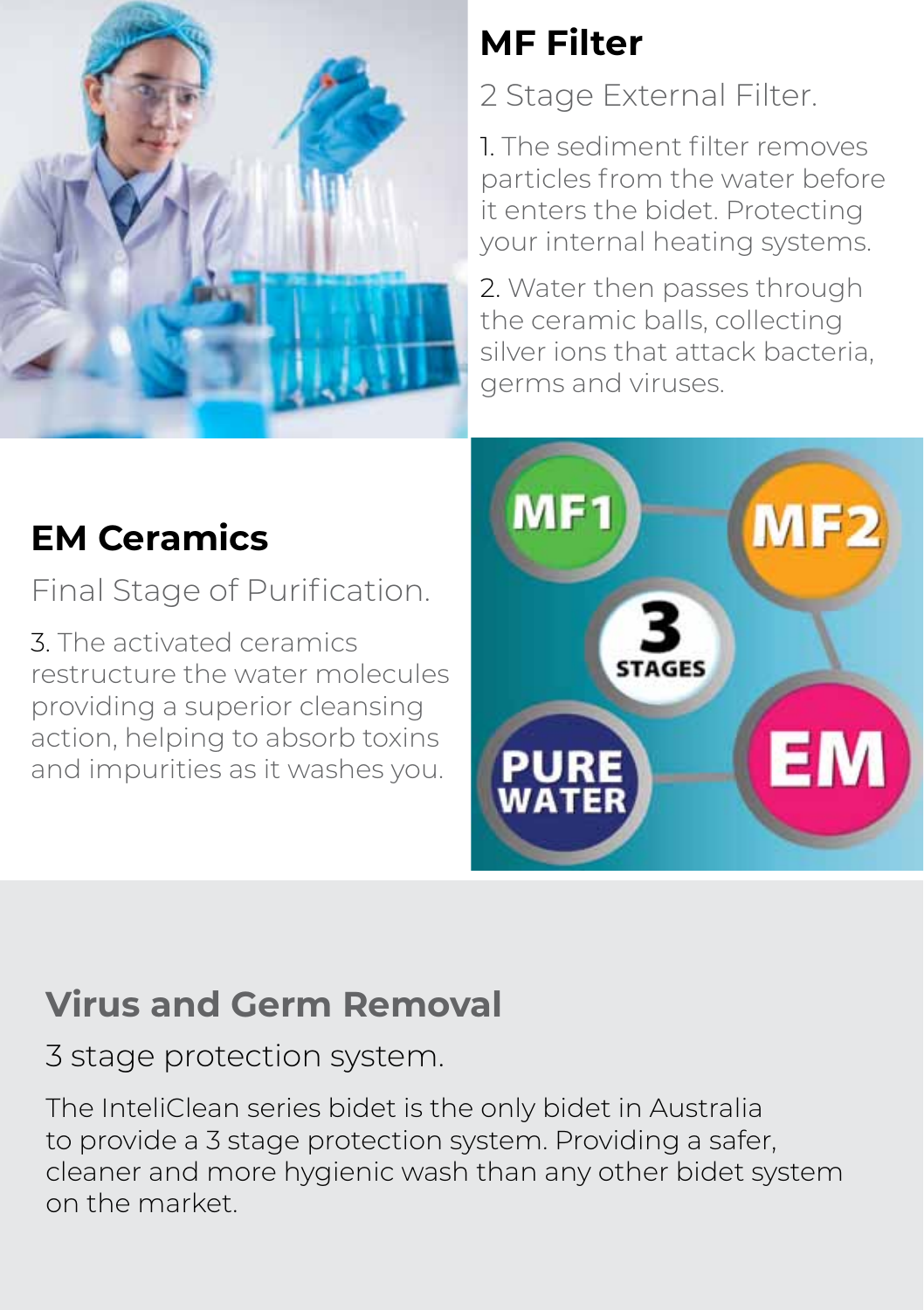## MF Filter

2 Stage External Filter.

1. The sediment filter removes particles from the water before it enters the bidet. Protecting your internal heating systems.
2. Water then passes through the ceramic balls, collecting silver ions that attack bacteria, germs and viruses.

## EM Ceramics

Final Stage of Purification.

3. The activated ceramics restructure the water molecules providing a superior cleansing action, helping to absorb toxins and impurities as it washes you.

## Virus and Germ Removal

3 stage protection system.

The InteliClean series bidet is the only bidet in Australia to provide a 3 stage protection system. Providing a safer, cleaner and more hygienic wash than any other bidet system on the market.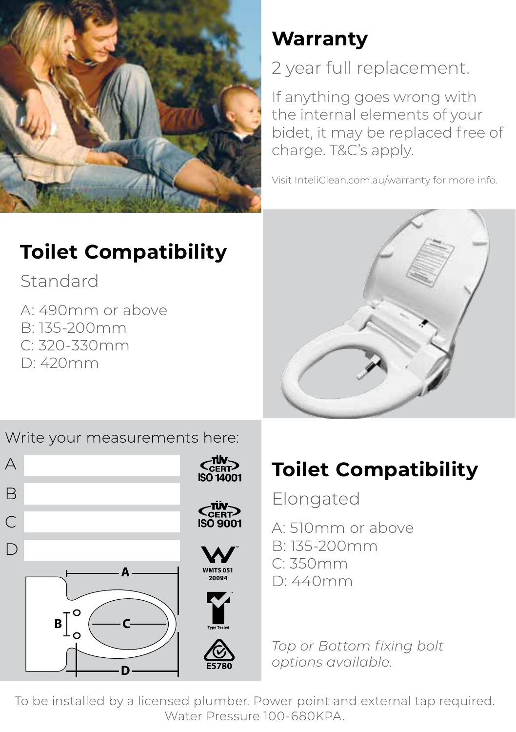## Warranty

2 year full replacement.

If anything goes wrong with the internal elements of your bidet, it may be replaced free of charge. T&C's apply.

Visit InteliClean.com.au/warranty for more info.

## Toilet Compatibility

Standard

A: 490mm or above
B: 135-200mm
C: 320-330mm
D: 420mm

Write your measurements here:

A

B

C

D

ISO 14001

ISO 9001

WMTS 051 20094

Type Tested

E5780

## Toilet Compatibility

Elongated

A: 510mm or above
B: 135-200mm
C: 350mm
D: 440mm

*Top or Bottom fixing bolt options available.*

To be installed by a licensed plumber. Power point and external tap required. Water Pressure 100-680KPA.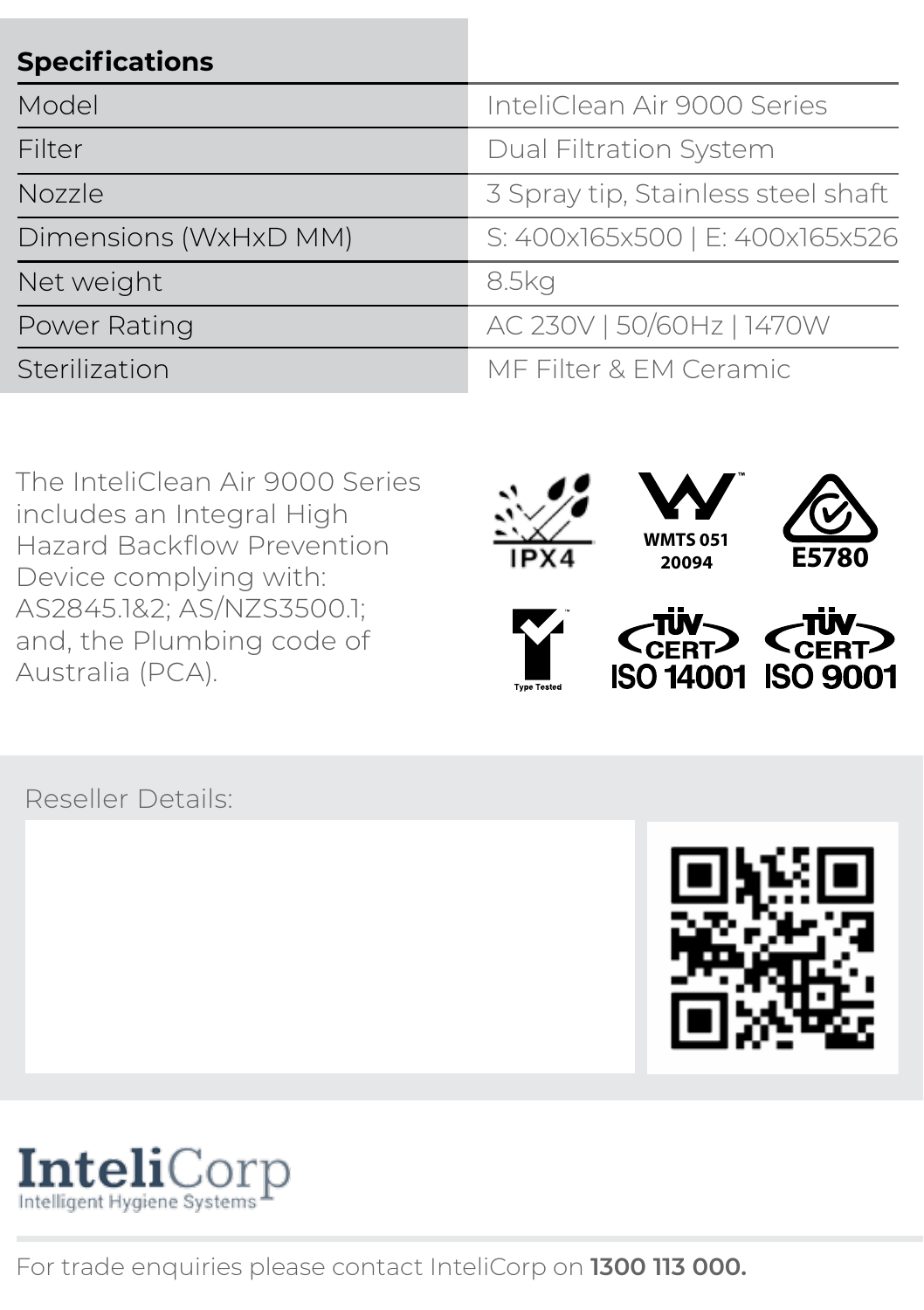## Specifications

| | |
|---|---|
| Model | InteliClean Air 9000 Series |
| Filter | Dual Filtration System |
| Nozzle | 3 Spray tip, Stainless steel shaft |
| Dimensions (WxHxD MM) | S: 400x165x500 \| E: 400x165x526 |
| Net weight | 8.5kg |
| Power Rating | AC 230V \| 50/60Hz \| 1470W |
| Sterilization | MF Filter & EM Ceramic |

The InteliClean Air 9000 Series includes an Integral High Hazard Backflow Prevention Device complying with: AS2845.1&2; AS/NZS3500.1; and, the Plumbing code of Australia (PCA).

IPX4

WMTS 051 20094

E5780

Type Tested

TÜV CERT ISO 14001

TÜV CERT ISO 9001

Reseller Details:

InteliCorp
Intelligent Hygiene Systems

For trade enquiries please contact InteliCorp on **1300 113 000.**